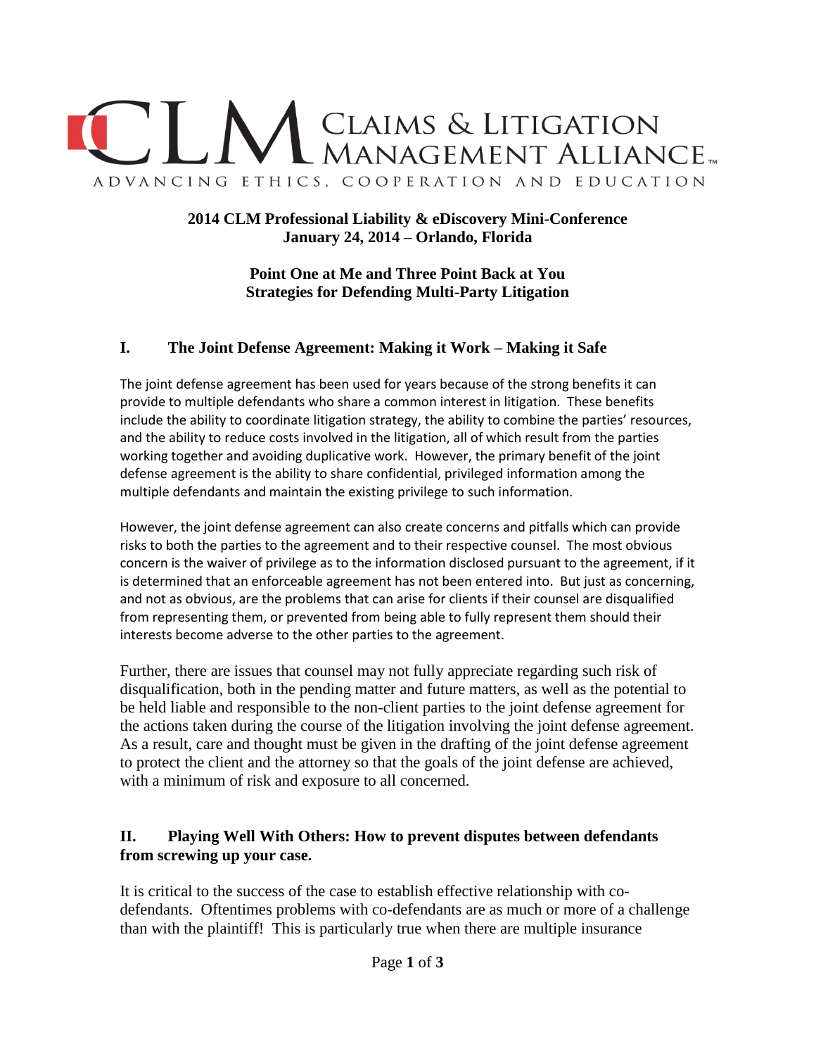# CLM Claims & Litigation Management Alliance

ADVANCING ETHICS, COOPERATION AND EDUCATION

**2014 CLM Professional Liability & eDiscovery Mini-Conference**
**January 24, 2014 – Orlando, Florida**

**Point One at Me and Three Point Back at You**
**Strategies for Defending Multi-Party Litigation**

## I. The Joint Defense Agreement: Making it Work – Making it Safe

The joint defense agreement has been used for years because of the strong benefits it can provide to multiple defendants who share a common interest in litigation. These benefits include the ability to coordinate litigation strategy, the ability to combine the parties' resources, and the ability to reduce costs involved in the litigation, all of which result from the parties working together and avoiding duplicative work. However, the primary benefit of the joint defense agreement is the ability to share confidential, privileged information among the multiple defendants and maintain the existing privilege to such information.

However, the joint defense agreement can also create concerns and pitfalls which can provide risks to both the parties to the agreement and to their respective counsel. The most obvious concern is the waiver of privilege as to the information disclosed pursuant to the agreement, if it is determined that an enforceable agreement has not been entered into. But just as concerning, and not as obvious, are the problems that can arise for clients if their counsel are disqualified from representing them, or prevented from being able to fully represent them should their interests become adverse to the other parties to the agreement.

Further, there are issues that counsel may not fully appreciate regarding such risk of disqualification, both in the pending matter and future matters, as well as the potential to be held liable and responsible to the non-client parties to the joint defense agreement for the actions taken during the course of the litigation involving the joint defense agreement. As a result, care and thought must be given in the drafting of the joint defense agreement to protect the client and the attorney so that the goals of the joint defense are achieved, with a minimum of risk and exposure to all concerned.

## II. Playing Well With Others: How to prevent disputes between defendants from screwing up your case.

It is critical to the success of the case to establish effective relationship with co-defendants. Oftentimes problems with co-defendants are as much or more of a challenge than with the plaintiff! This is particularly true when there are multiple insurance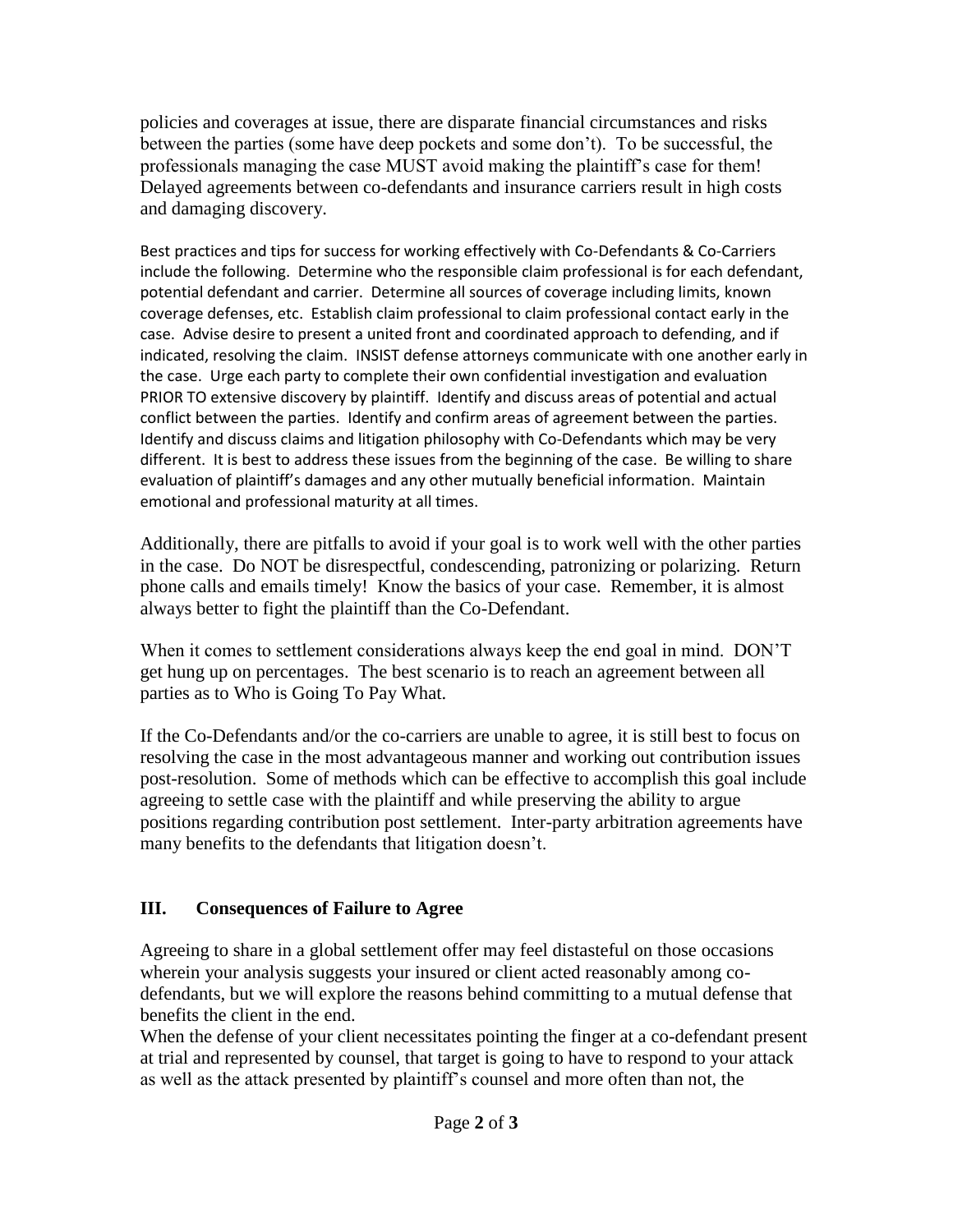policies and coverages at issue, there are disparate financial circumstances and risks between the parties (some have deep pockets and some don't). To be successful, the professionals managing the case MUST avoid making the plaintiff's case for them! Delayed agreements between co-defendants and insurance carriers result in high costs and damaging discovery.

Best practices and tips for success for working effectively with Co-Defendants & Co-Carriers include the following. Determine who the responsible claim professional is for each defendant, potential defendant and carrier. Determine all sources of coverage including limits, known coverage defenses, etc. Establish claim professional to claim professional contact early in the case. Advise desire to present a united front and coordinated approach to defending, and if indicated, resolving the claim. INSIST defense attorneys communicate with one another early in the case. Urge each party to complete their own confidential investigation and evaluation PRIOR TO extensive discovery by plaintiff. Identify and discuss areas of potential and actual conflict between the parties. Identify and confirm areas of agreement between the parties. Identify and discuss claims and litigation philosophy with Co-Defendants which may be very different. It is best to address these issues from the beginning of the case. Be willing to share evaluation of plaintiff's damages and any other mutually beneficial information. Maintain emotional and professional maturity at all times.

Additionally, there are pitfalls to avoid if your goal is to work well with the other parties in the case. Do NOT be disrespectful, condescending, patronizing or polarizing. Return phone calls and emails timely! Know the basics of your case. Remember, it is almost always better to fight the plaintiff than the Co-Defendant.

When it comes to settlement considerations always keep the end goal in mind. DON'T get hung up on percentages. The best scenario is to reach an agreement between all parties as to Who is Going To Pay What.

If the Co-Defendants and/or the co-carriers are unable to agree, it is still best to focus on resolving the case in the most advantageous manner and working out contribution issues post-resolution. Some of methods which can be effective to accomplish this goal include agreeing to settle case with the plaintiff and while preserving the ability to argue positions regarding contribution post settlement. Inter-party arbitration agreements have many benefits to the defendants that litigation doesn't.

## III. Consequences of Failure to Agree

Agreeing to share in a global settlement offer may feel distasteful on those occasions wherein your analysis suggests your insured or client acted reasonably among co-defendants, but we will explore the reasons behind committing to a mutual defense that benefits the client in the end.

When the defense of your client necessitates pointing the finger at a co-defendant present at trial and represented by counsel, that target is going to have to respond to your attack as well as the attack presented by plaintiff's counsel and more often than not, the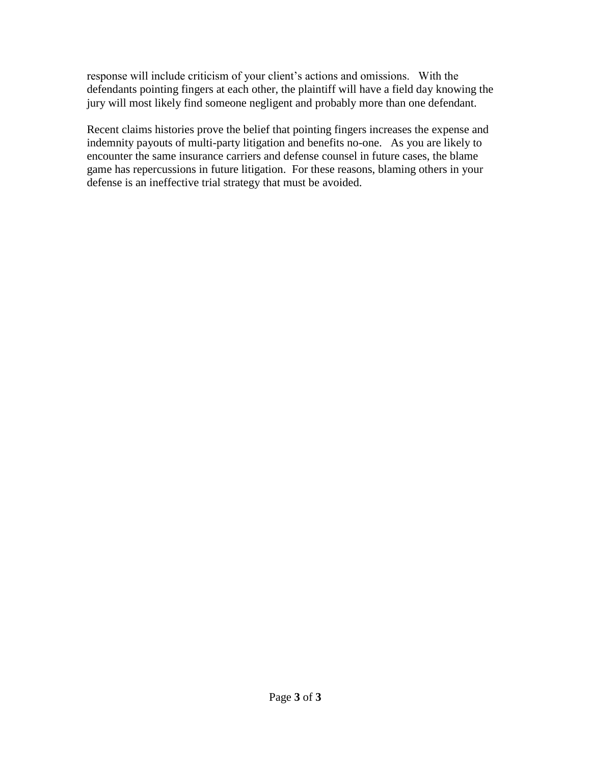response will include criticism of your client's actions and omissions. With the defendants pointing fingers at each other, the plaintiff will have a field day knowing the jury will most likely find someone negligent and probably more than one defendant.

Recent claims histories prove the belief that pointing fingers increases the expense and indemnity payouts of multi-party litigation and benefits no-one. As you are likely to encounter the same insurance carriers and defense counsel in future cases, the blame game has repercussions in future litigation. For these reasons, blaming others in your defense is an ineffective trial strategy that must be avoided.